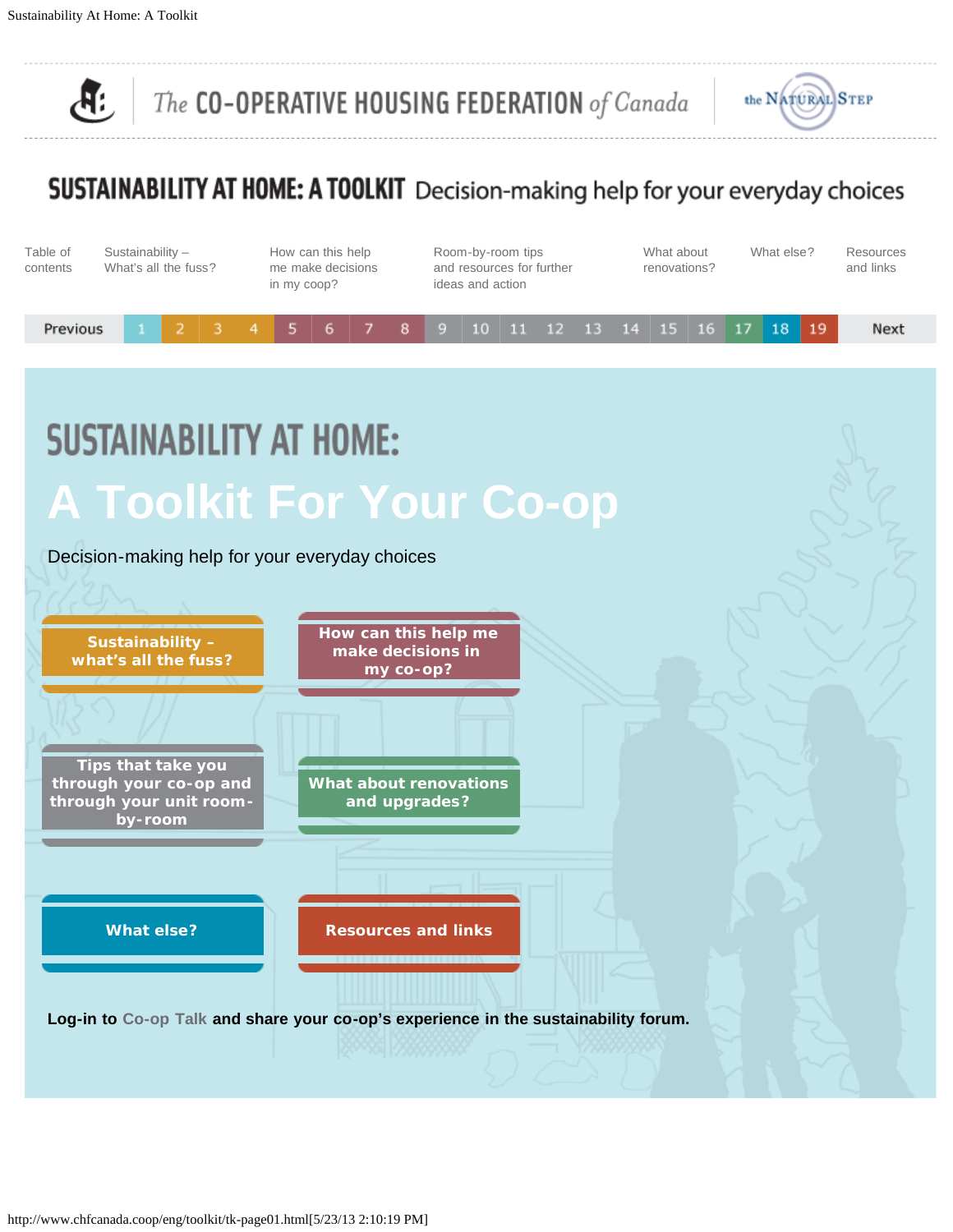The CO-OPERATIVE HOUSING FEDERATION of Canada | the NATURAL STEP

# SUSTAINABILITY AT HOME: A TOOLKIT Decision-making help for your everyday choices

Table of contents | Sustainability – What's all the fuss? | How can this help me make decisions in my coop? | Room-by-room tips and resources for further ideas and action | What about renovations? | What else? | Resources and links

Previous 1 2 3 4 5 6 7 8 9 10 11 12 13 14 15 16 17 18 19 Next

## SUSTAINABILITY AT HOME:

# A Toolkit For Your Co-op

Decision-making help for your everyday choices

- **Sustainability – what's all the fuss?**
- **How can this help me make decisions in my co-op?**
- **Tips that take you through your co-op and through your unit room-by-room**
- **What about renovations and upgrades?**
- **What else?**
- **Resources and links**

**Log-in to Co-op Talk and share your co-op's experience in the sustainability forum.**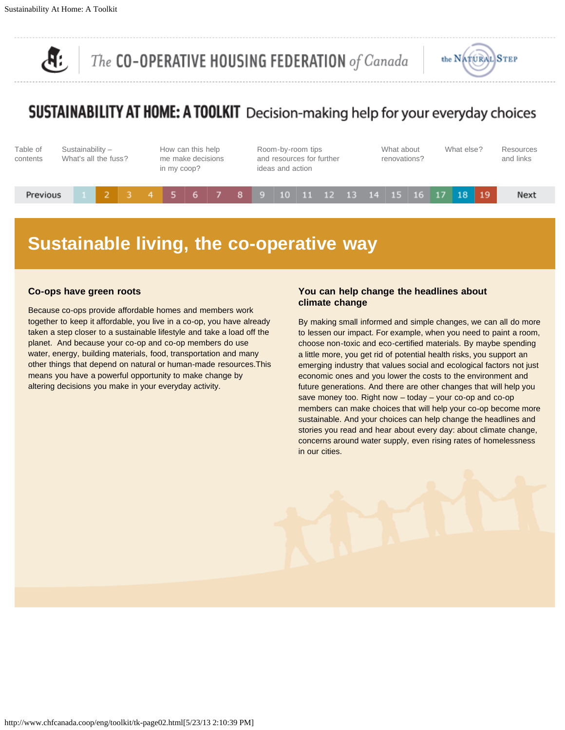The CO-OPERATIVE HOUSING FEDERATION of Canada | the NATURAL STEP

# SUSTAINABILITY AT HOME: A TOOLKIT Decision-making help for your everyday choices

Table of contents | Sustainability – What's all the fuss? | How can this help me make decisions in my coop? | Room-by-room tips and resources for further ideas and action | What about renovations? | What else? | Resources and links

Previous 1 2 3 4 5 6 7 8 9 10 11 12 13 14 15 16 17 18 19 Next

## Sustainable living, the co-operative way

### Co-ops have green roots

Because co-ops provide affordable homes and members work together to keep it affordable, you live in a co-op, you have already taken a step closer to a sustainable lifestyle and take a load off the planet. And because your co-op and co-op members do use water, energy, building materials, food, transportation and many other things that depend on natural or human-made resources.This means you have a powerful opportunity to make change by altering decisions you make in your everyday activity.

### You can help change the headlines about climate change

By making small informed and simple changes, we can all do more to lessen our impact. For example, when you need to paint a room, choose non-toxic and eco-certified materials. By maybe spending a little more, you get rid of potential health risks, you support an emerging industry that values social and ecological factors not just economic ones and you lower the costs to the environment and future generations. And there are other changes that will help you save money too. Right now – today – your co-op and co-op members can make choices that will help your co-op become more sustainable. And your choices can help change the headlines and stories you read and hear about every day: about climate change, concerns around water supply, even rising rates of homelessness in our cities.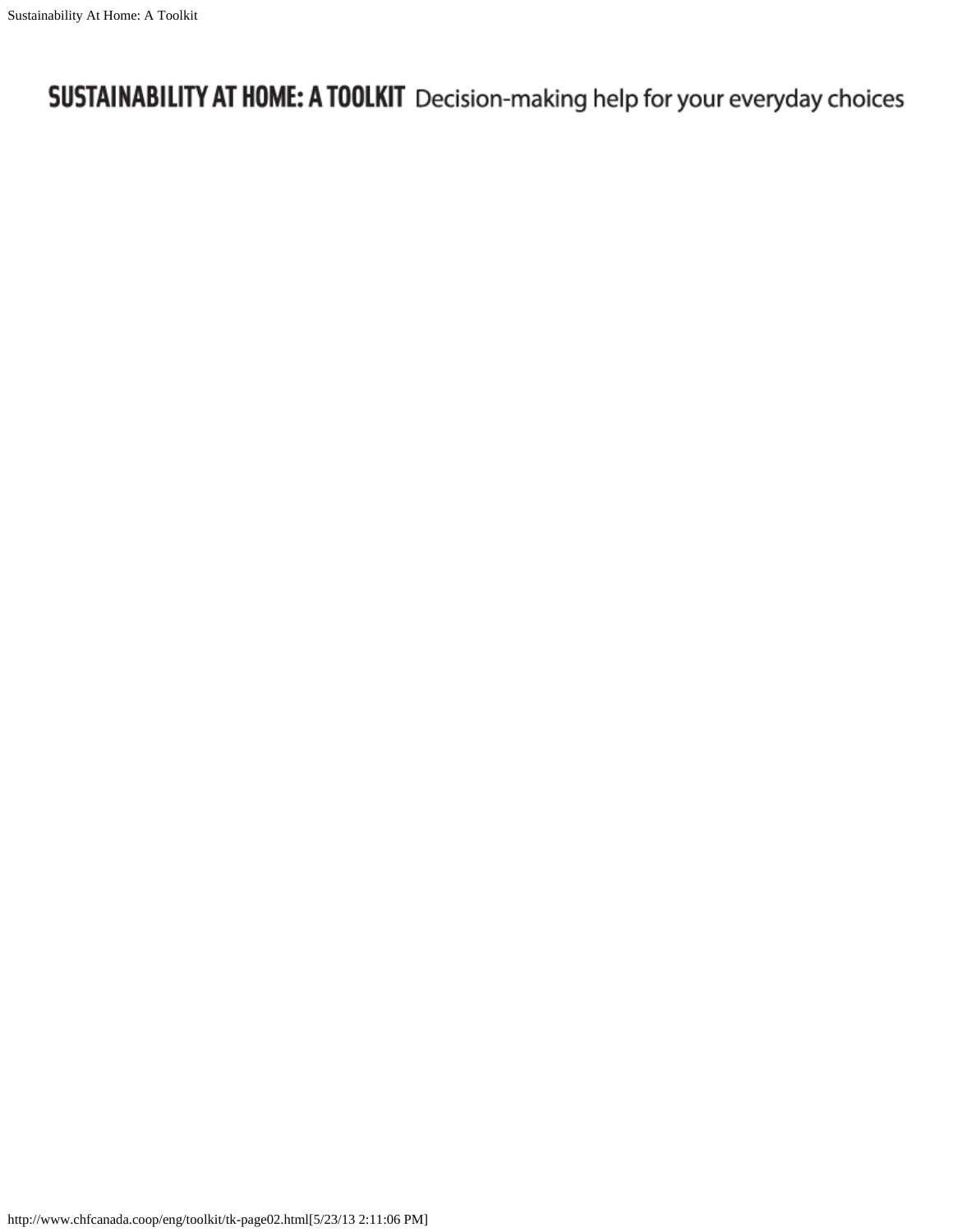# SUSTAINABILITY AT HOME: A TOOLKIT Decision-making help for your everyday choices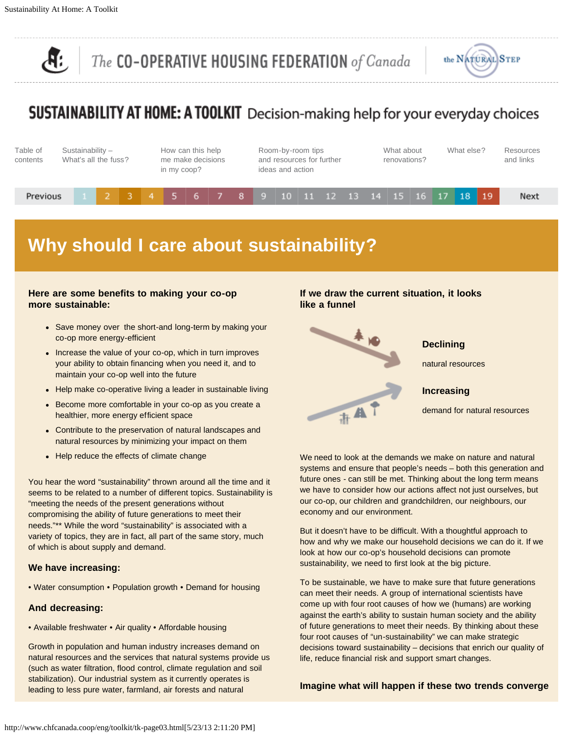# SUSTAINABILITY AT HOME: A TOOLKIT Decision-making help for your everyday choices

Table of contents | Sustainability – What's all the fuss? | How can this help me make decisions in my coop? | Room-by-room tips and resources for further ideas and action | What about renovations? | What else? | Resources and links

Previous 1 2 3 4 5 6 7 8 9 10 11 12 13 14 15 16 17 18 19 Next

## Why should I care about sustainability?

### Here are some benefits to making your co-op more sustainable:

- Save money over the short-and long-term by making your co-op more energy-efficient
- Increase the value of your co-op, which in turn improves your ability to obtain financing when you need it, and to maintain your co-op well into the future
- Help make co-operative living a leader in sustainable living
- Become more comfortable in your co-op as you create a healthier, more energy efficient space
- Contribute to the preservation of natural landscapes and natural resources by minimizing your impact on them
- Help reduce the effects of climate change

You hear the word "sustainability" thrown around all the time and it seems to be related to a number of different topics. Sustainability is "meeting the needs of the present generations without compromising the ability of future generations to meet their needs."** While the word "sustainability" is associated with a variety of topics, they are in fact, all part of the same story, much of which is about supply and demand.

### We have increasing:

• Water consumption • Population growth • Demand for housing

### And decreasing:

• Available freshwater • Air quality • Affordable housing

Growth in population and human industry increases demand on natural resources and the services that natural systems provide us (such as water filtration, flood control, climate regulation and soil stabilization). Our industrial system as it currently operates is leading to less pure water, farmland, air forests and natural

### If we draw the current situation, it looks like a funnel

**Declining**

natural resources

**Increasing**

demand for natural resources

We need to look at the demands we make on nature and natural systems and ensure that people's needs – both this generation and future ones - can still be met. Thinking about the long term means we have to consider how our actions affect not just ourselves, but our co-op, our children and grandchildren, our neighbours, our economy and our environment.

But it doesn't have to be difficult. With a thoughtful approach to how and why we make our household decisions we can do it. If we look at how our co-op's household decisions can promote sustainability, we need to first look at the big picture.

To be sustainable, we have to make sure that future generations can meet their needs. A group of international scientists have come up with four root causes of how we (humans) are working against the earth's ability to sustain human society and the ability of future generations to meet their needs. By thinking about these four root causes of "un-sustainability" we can make strategic decisions toward sustainability – decisions that enrich our quality of life, reduce financial risk and support smart changes.

### Imagine what will happen if these two trends converge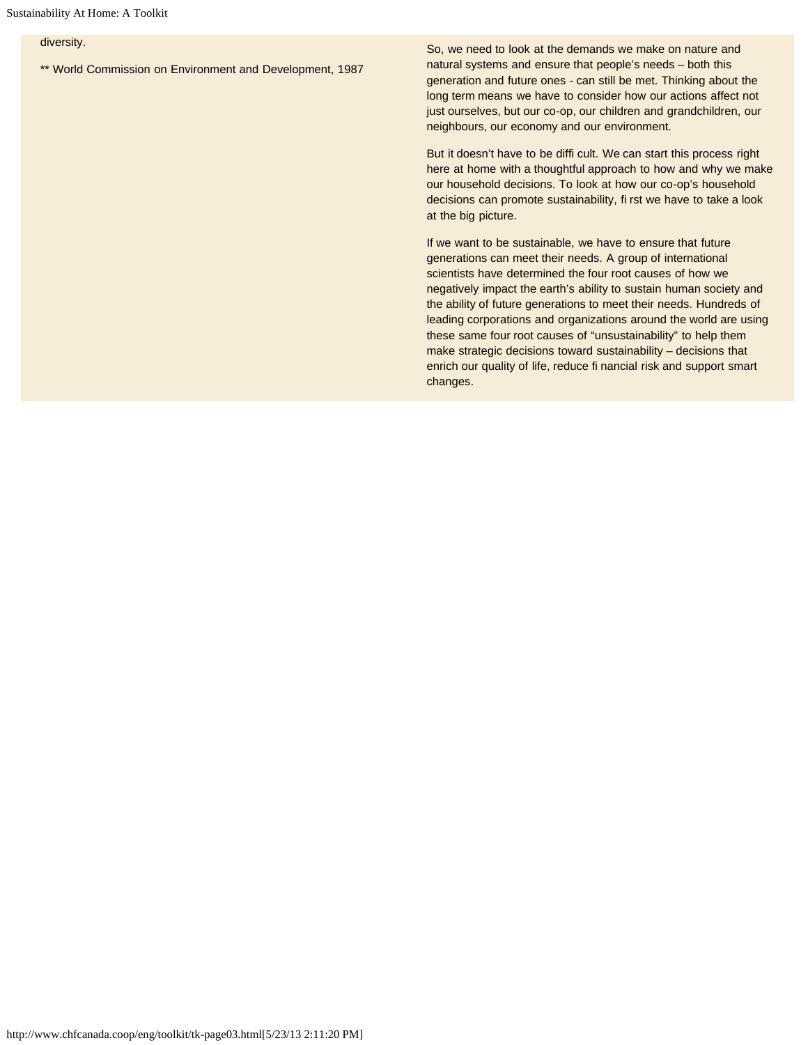diversity.

** World Commission on Environment and Development, 1987

So, we need to look at the demands we make on nature and natural systems and ensure that people's needs – both this generation and future ones - can still be met. Thinking about the long term means we have to consider how our actions affect not just ourselves, but our co-op, our children and grandchildren, our neighbours, our economy and our environment.

But it doesn't have to be diffi cult. We can start this process right here at home with a thoughtful approach to how and why we make our household decisions. To look at how our co-op's household decisions can promote sustainability, fi rst we have to take a look at the big picture.

If we want to be sustainable, we have to ensure that future generations can meet their needs. A group of international scientists have determined the four root causes of how we negatively impact the earth's ability to sustain human society and the ability of future generations to meet their needs. Hundreds of leading corporations and organizations around the world are using these same four root causes of "unsustainability" to help them make strategic decisions toward sustainability – decisions that enrich our quality of life, reduce fi nancial risk and support smart changes.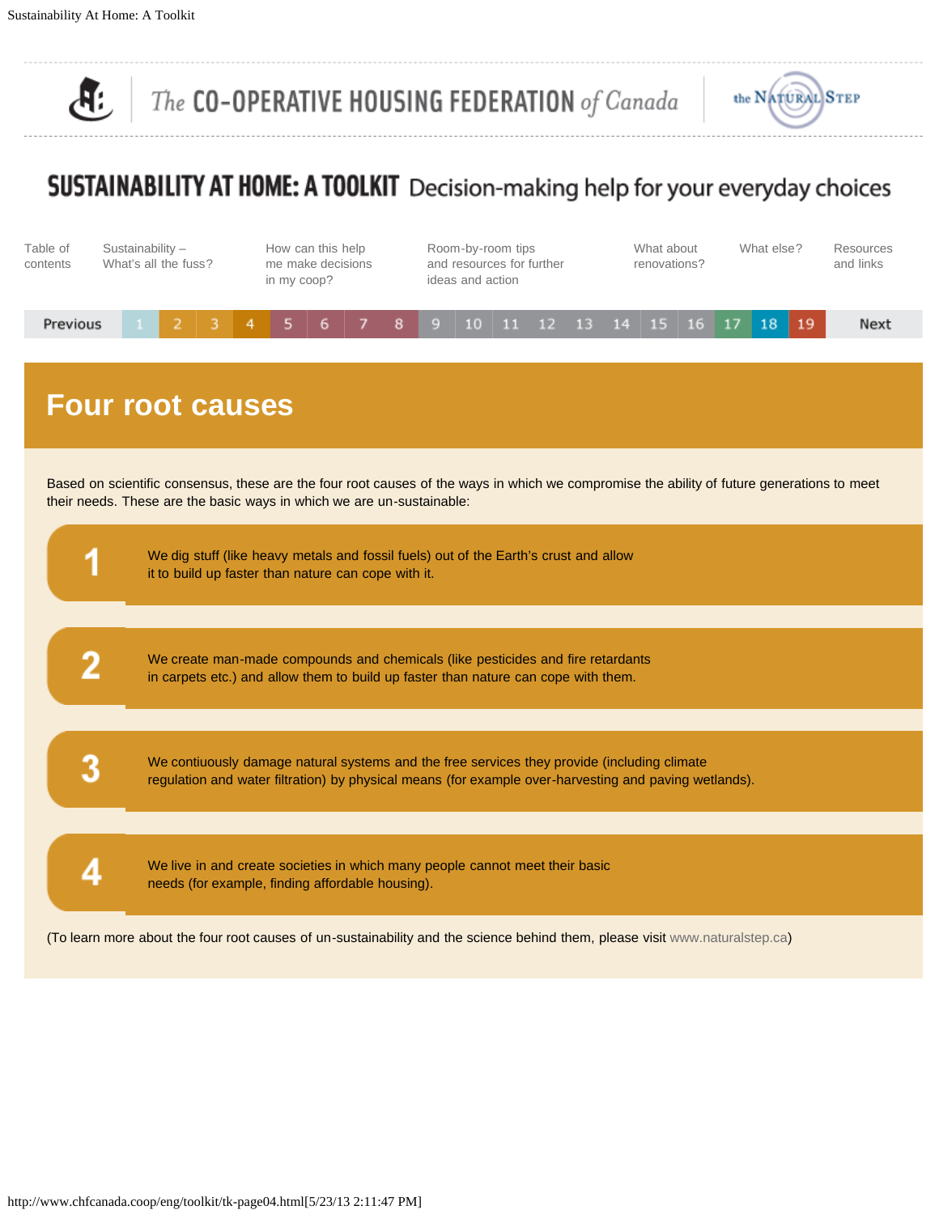# SUSTAINABILITY AT HOME: A TOOLKIT Decision-making help for your everyday choices

Table of contents | Sustainability – What's all the fuss? | How can this help me make decisions in my coop? | Room-by-room tips and resources for further ideas and action | What about renovations? | What else? | Resources and links

Previous 1 2 3 4 5 6 7 8 9 10 11 12 13 14 15 16 17 18 19 Next

## Four root causes

Based on scientific consensus, these are the four root causes of the ways in which we compromise the ability of future generations to meet their needs. These are the basic ways in which we are un-sustainable:

1. We dig stuff (like heavy metals and fossil fuels) out of the Earth's crust and allow it to build up faster than nature can cope with it.
2. We create man-made compounds and chemicals (like pesticides and fire retardants in carpets etc.) and allow them to build up faster than nature can cope with them.
3. We contiuously damage natural systems and the free services they provide (including climate regulation and water filtration) by physical means (for example over-harvesting and paving wetlands).
4. We live in and create societies in which many people cannot meet their basic needs (for example, finding affordable housing).

(To learn more about the four root causes of un-sustainability and the science behind them, please visit www.naturalstep.ca)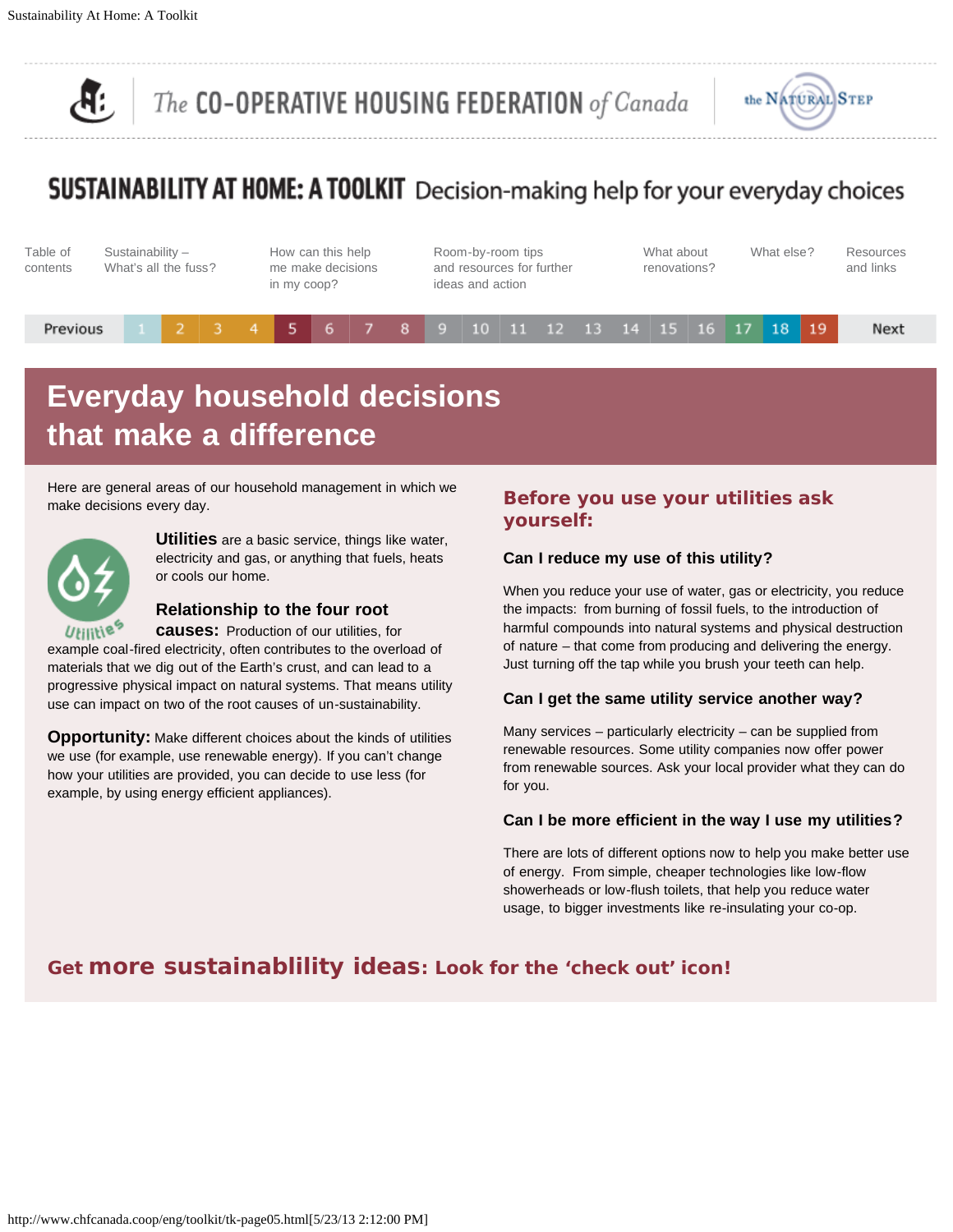# Everyday household decisions that make a difference

Here are general areas of our household management in which we make decisions every day.

**Utilities** are a basic service, things like water, electricity and gas, or anything that fuels, heats or cools our home.

**Relationship to the four root causes:** Production of our utilities, for example coal-fired electricity, often contributes to the overload of materials that we dig out of the Earth's crust, and can lead to a progressive physical impact on natural systems. That means utility use can impact on two of the root causes of un-sustainability.

**Opportunity:** Make different choices about the kinds of utilities we use (for example, use renewable energy). If you can't change how your utilities are provided, you can decide to use less (for example, by using energy efficient appliances).

## Before you use your utilities ask yourself:

### Can I reduce my use of this utility?

When you reduce your use of water, gas or electricity, you reduce the impacts: from burning of fossil fuels, to the introduction of harmful compounds into natural systems and physical destruction of nature – that come from producing and delivering the energy. Just turning off the tap while you brush your teeth can help.

### Can I get the same utility service another way?

Many services – particularly electricity – can be supplied from renewable resources. Some utility companies now offer power from renewable sources. Ask your local provider what they can do for you.

### Can I be more efficient in the way I use my utilities?

There are lots of different options now to help you make better use of energy. From simple, cheaper technologies like low-flow showerheads or low-flush toilets, that help you reduce water usage, to bigger investments like re-insulating your co-op.

**Get more sustainablility ideas: Look for the 'check out' icon!**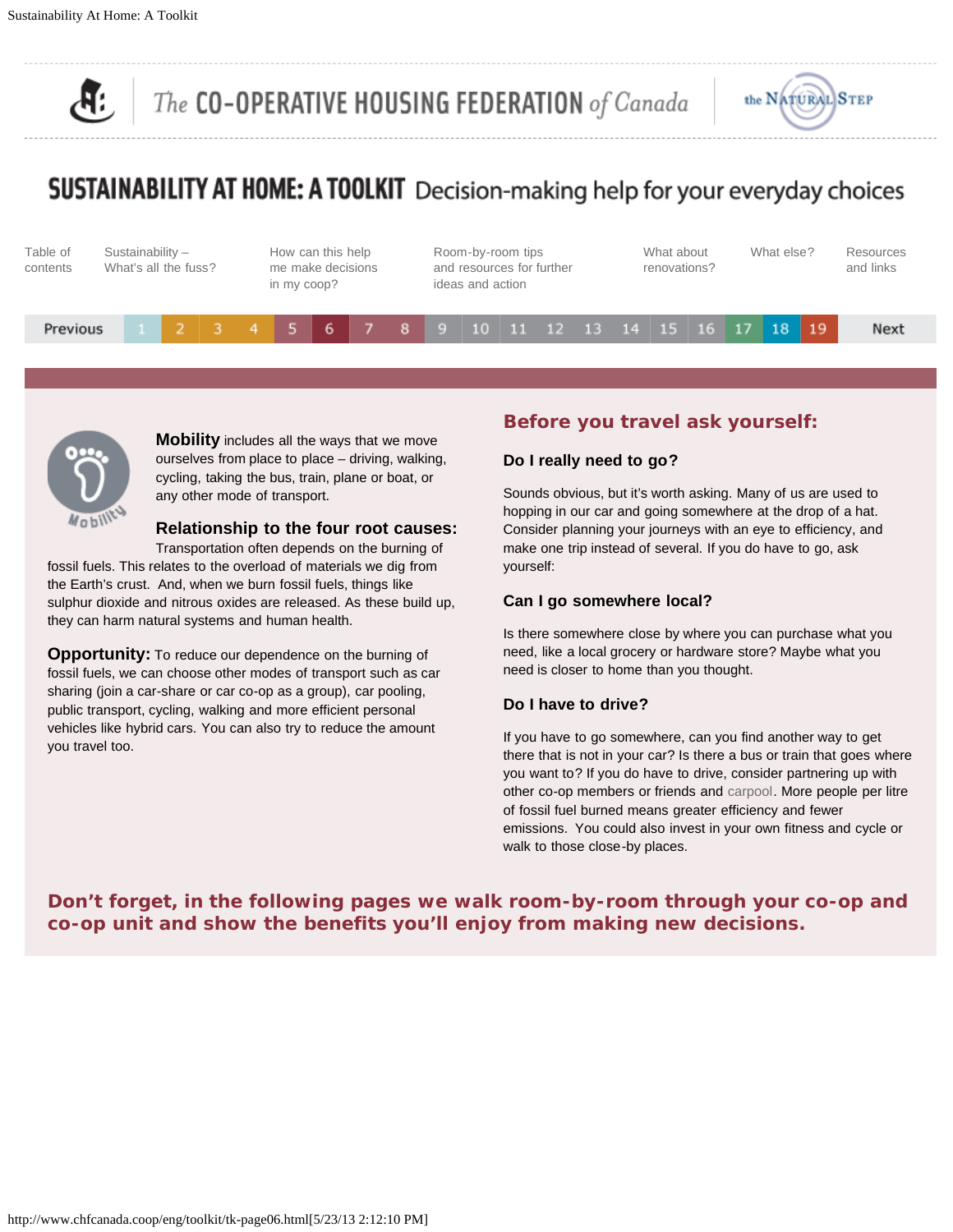# SUSTAINABILITY AT HOME: A TOOLKIT Decision-making help for your everyday choices

Table of contents | Sustainability – What's all the fuss? | How can this help me make decisions in my coop? | Room-by-room tips and resources for further ideas and action | What about renovations? | What else? | Resources and links

Previous 1 2 3 4 5 6 7 8 9 10 11 12 13 14 15 16 17 18 19 Next

**Mobility** includes all the ways that we move ourselves from place to place – driving, walking, cycling, taking the bus, train, plane or boat, or any other mode of transport.

**Relationship to the four root causes:** Transportation often depends on the burning of fossil fuels. This relates to the overload of materials we dig from the Earth's crust. And, when we burn fossil fuels, things like sulphur dioxide and nitrous oxides are released. As these build up, they can harm natural systems and human health.

**Opportunity:** To reduce our dependence on the burning of fossil fuels, we can choose other modes of transport such as car sharing (join a car-share or car co-op as a group), car pooling, public transport, cycling, walking and more efficient personal vehicles like hybrid cars. You can also try to reduce the amount you travel too.

## Before you travel ask yourself:

### Do I really need to go?

Sounds obvious, but it's worth asking. Many of us are used to hopping in our car and going somewhere at the drop of a hat. Consider planning your journeys with an eye to efficiency, and make one trip instead of several. If you do have to go, ask yourself:

### Can I go somewhere local?

Is there somewhere close by where you can purchase what you need, like a local grocery or hardware store? Maybe what you need is closer to home than you thought.

### Do I have to drive?

If you have to go somewhere, can you find another way to get there that is not in your car? Is there a bus or train that goes where you want to? If you do have to drive, consider partnering up with other co-op members or friends and carpool. More people per litre of fossil fuel burned means greater efficiency and fewer emissions. You could also invest in your own fitness and cycle or walk to those close-by places.

**Don't forget, in the following pages we walk room-by-room through your co-op and co-op unit and show the benefits you'll enjoy from making new decisions.**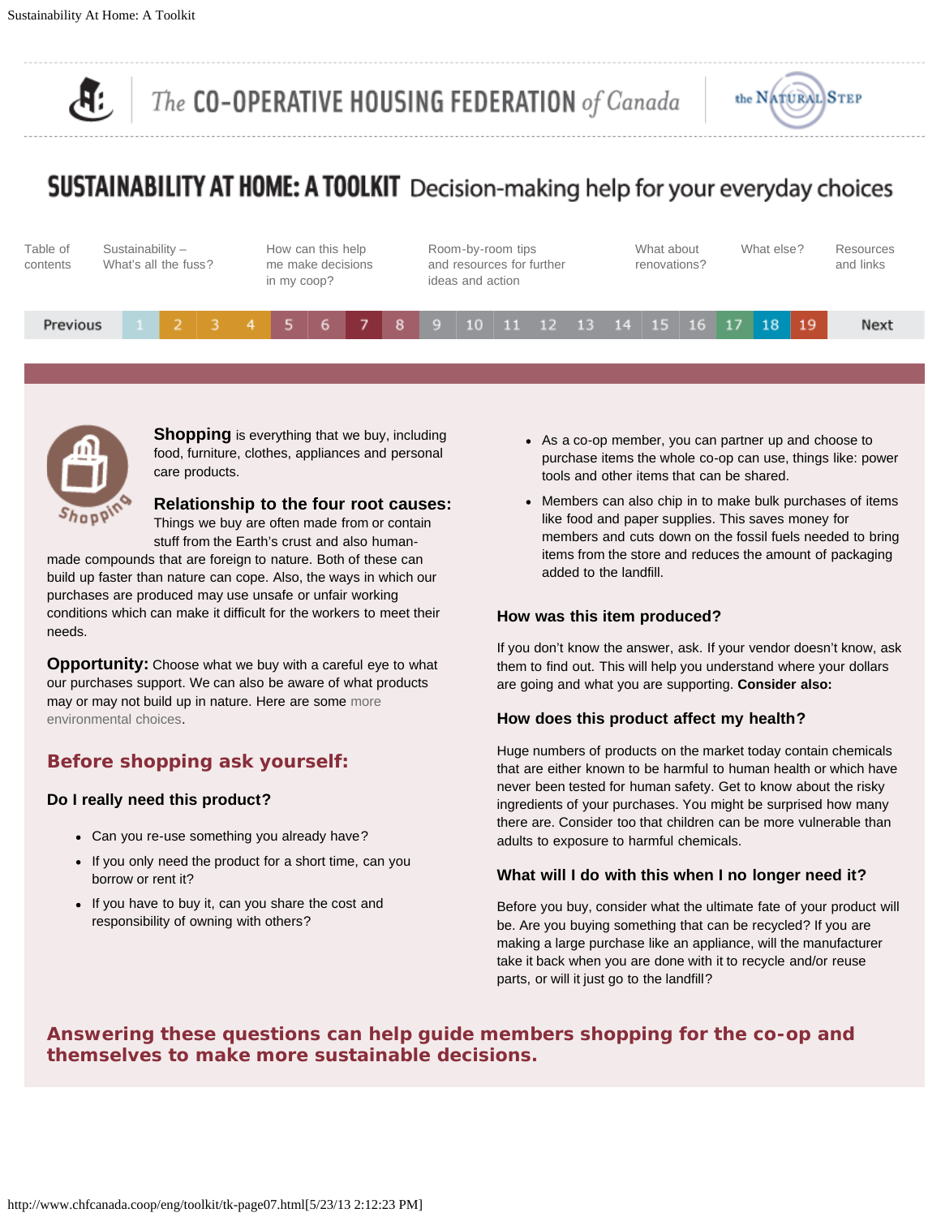# SUSTAINABILITY AT HOME: A TOOLKIT Decision-making help for your everyday choices

Table of contents | Sustainability – What's all the fuss? | How can this help me make decisions in my coop? | Room-by-room tips and resources for further ideas and action | What about renovations? | What else? | Resources and links

Previous 1 2 3 4 5 6 7 8 9 10 11 12 13 14 15 16 17 18 19 Next

**Shopping** is everything that we buy, including food, furniture, clothes, appliances and personal care products.

**Relationship to the four root causes:** Things we buy are often made from or contain stuff from the Earth's crust and also human-made compounds that are foreign to nature. Both of these can build up faster than nature can cope. Also, the ways in which our purchases are produced may use unsafe or unfair working conditions which can make it difficult for the workers to meet their needs.

**Opportunity:** Choose what we buy with a careful eye to what our purchases support. We can also be aware of what products may or may not build up in nature. Here are some more environmental choices.

## Before shopping ask yourself:

### Do I really need this product?

- Can you re-use something you already have?
- If you only need the product for a short time, can you borrow or rent it?
- If you have to buy it, can you share the cost and responsibility of owning with others?
- As a co-op member, you can partner up and choose to purchase items the whole co-op can use, things like: power tools and other items that can be shared.
- Members can also chip in to make bulk purchases of items like food and paper supplies. This saves money for members and cuts down on the fossil fuels needed to bring items from the store and reduces the amount of packaging added to the landfill.

### How was this item produced?

If you don't know the answer, ask. If your vendor doesn't know, ask them to find out. This will help you understand where your dollars are going and what you are supporting. **Consider also:**

### How does this product affect my health?

Huge numbers of products on the market today contain chemicals that are either known to be harmful to human health or which have never been tested for human safety. Get to know about the risky ingredients of your purchases. You might be surprised how many there are. Consider too that children can be more vulnerable than adults to exposure to harmful chemicals.

### What will I do with this when I no longer need it?

Before you buy, consider what the ultimate fate of your product will be. Are you buying something that can be recycled? If you are making a large purchase like an appliance, will the manufacturer take it back when you are done with it to recycle and/or reuse parts, or will it just go to the landfill?

## Answering these questions can help guide members shopping for the co-op and themselves to make more sustainable decisions.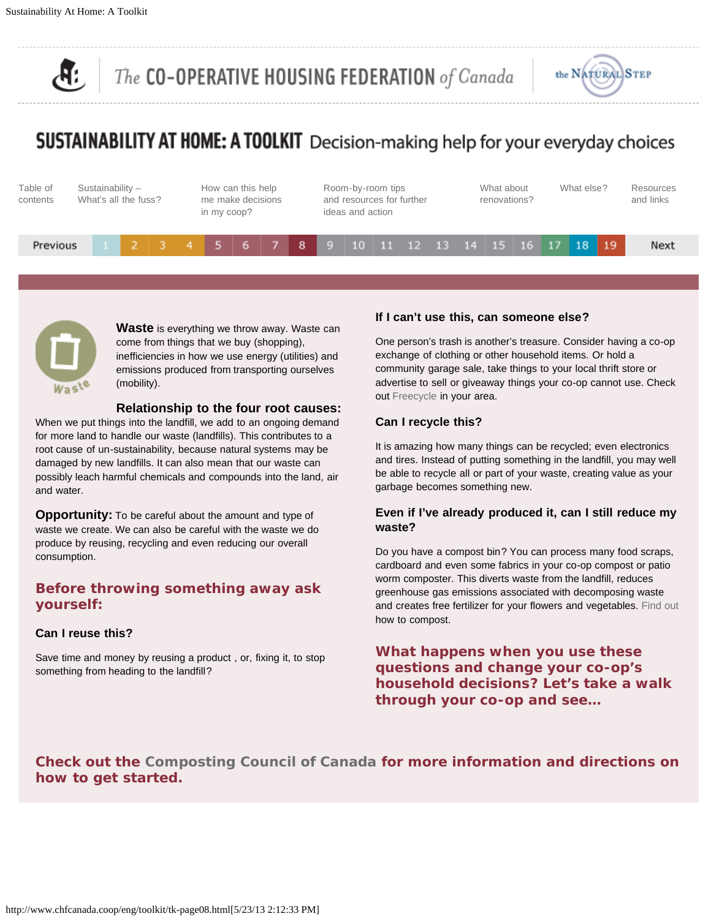# SUSTAINABILITY AT HOME: A TOOLKIT Decision-making help for your everyday choices

Table of contents | Sustainability – What's all the fuss? | How can this help me make decisions in my coop? | Room-by-room tips and resources for further ideas and action | What about renovations? | What else? | Resources and links

Previous | 1 | 2 | 3 | 4 | 5 | 6 | 7 | 8 | 9 | 10 | 11 | 12 | 13 | 14 | 15 | 16 | 17 | 18 | 19 | Next

Waste

**Waste** is everything we throw away. Waste can come from things that we buy (shopping), inefficiencies in how we use energy (utilities) and emissions produced from transporting ourselves (mobility).

**Relationship to the four root causes:**
When we put things into the landfill, we add to an ongoing demand for more land to handle our waste (landfills). This contributes to a root cause of un-sustainability, because natural systems may be damaged by new landfills. It can also mean that our waste can possibly leach harmful chemicals and compounds into the land, air and water.

**Opportunity:** To be careful about the amount and type of waste we create. We can also be careful with the waste we do produce by reusing, recycling and even reducing our overall consumption.

## Before throwing something away ask yourself:

### Can I reuse this?

Save time and money by reusing a product , or, fixing it, to stop something from heading to the landfill?

### If I can't use this, can someone else?

One person's trash is another's treasure. Consider having a co-op exchange of clothing or other household items. Or hold a community garage sale, take things to your local thrift store or advertise to sell or giveaway things your co-op cannot use. Check out Freecycle in your area.

### Can I recycle this?

It is amazing how many things can be recycled; even electronics and tires. Instead of putting something in the landfill, you may well be able to recycle all or part of your waste, creating value as your garbage becomes something new.

### Even if I've already produced it, can I still reduce my waste?

Do you have a compost bin? You can process many food scraps, cardboard and even some fabrics in your co-op compost or patio worm composter. This diverts waste from the landfill, reduces greenhouse gas emissions associated with decomposing waste and creates free fertilizer for your flowers and vegetables. Find out how to compost.

## What happens when you use these questions and change your co-op's household decisions? Let's take a walk through your co-op and see…

## Check out the Composting Council of Canada for more information and directions on how to get started.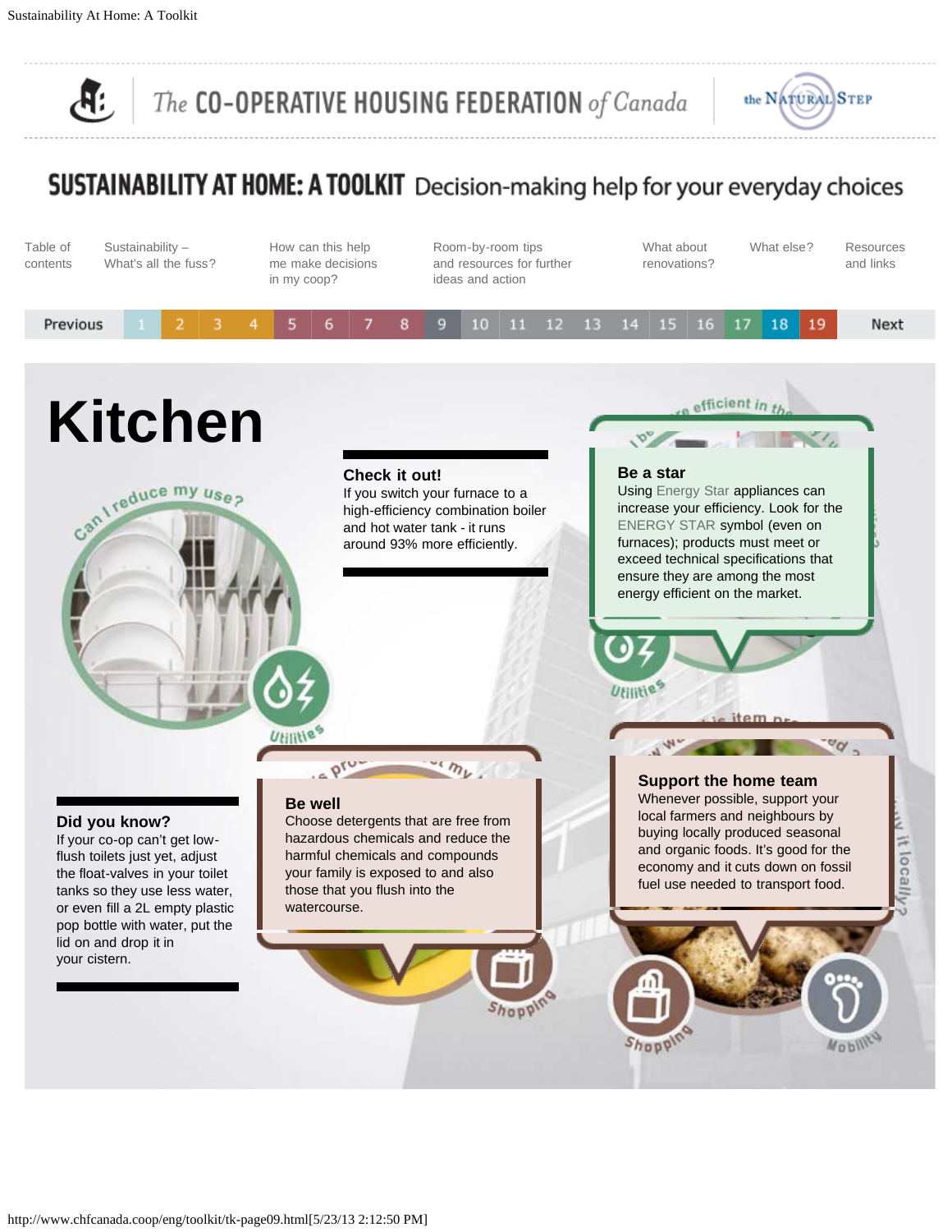# SUSTAINABILITY AT HOME: A TOOLKIT Decision-making help for your everyday choices

Table of contents | Sustainability – What's all the fuss? | How can this help me make decisions in my coop? | Room-by-room tips and resources for further ideas and action | What about renovations? | What else? | Resources and links

Previous 1 2 3 4 5 6 7 8 9 10 11 12 13 14 15 16 17 18 19 Next

## Kitchen

Can I reduce my use?

### Check it out!

If you switch your furnace to a high-efficiency combination boiler and hot water tank - it runs around 93% more efficiently.

### Be a star

Using Energy Star appliances can increase your efficiency. Look for the ENERGY STAR symbol (even on furnaces); products must meet or exceed technical specifications that ensure they are among the most energy efficient on the market.

### Did you know?

If your co-op can't get low-flush toilets just yet, adjust the float-valves in your toilet tanks so they use less water, or even fill a 2L empty plastic pop bottle with water, put the lid on and drop it in your cistern.

### Be well

Choose detergents that are free from hazardous chemicals and reduce the harmful chemicals and compounds your family is exposed to and also those that you flush into the watercourse.

### Support the home team

Whenever possible, support your local farmers and neighbours by buying locally produced seasonal and organic foods. It's good for the economy and it cuts down on fossil fuel use needed to transport food.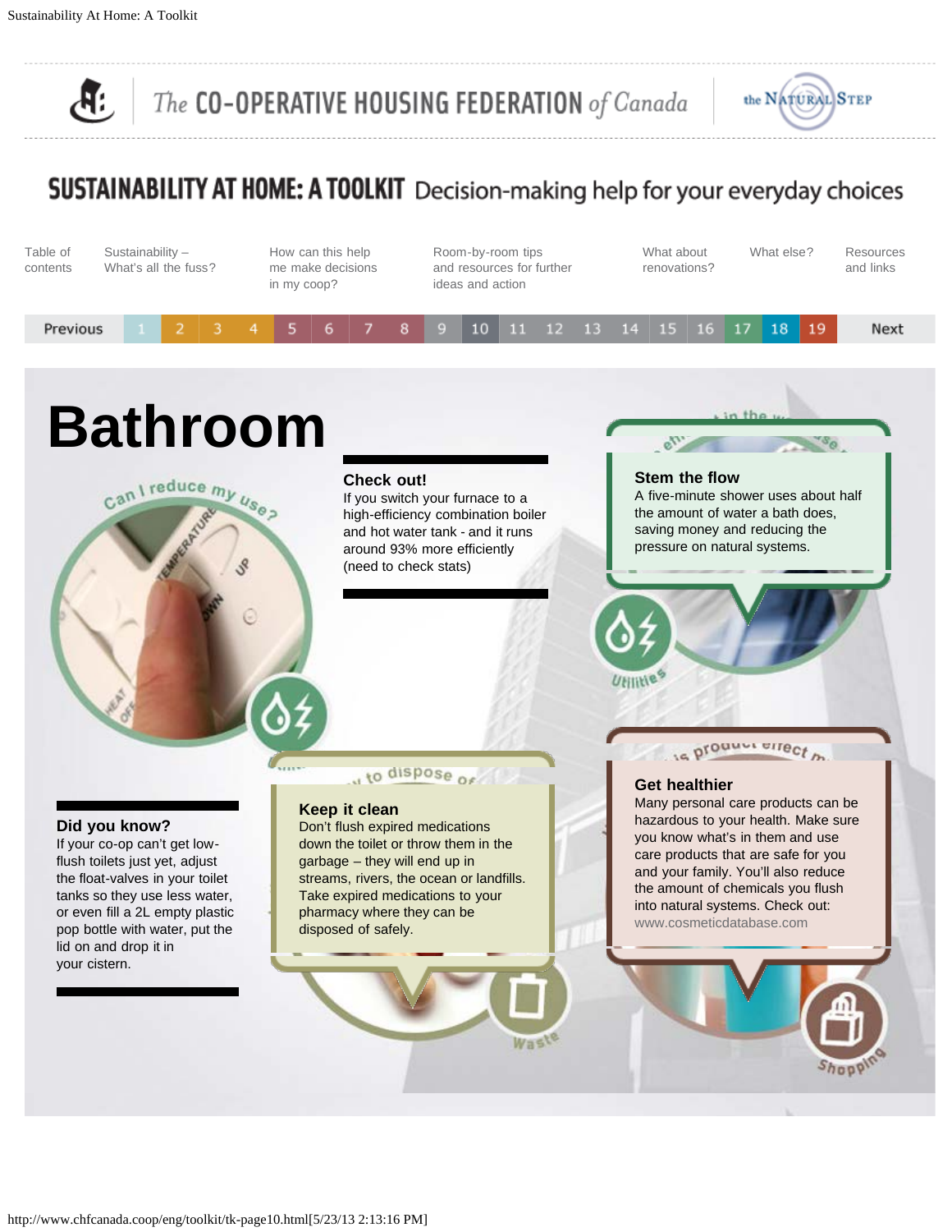# SUSTAINABILITY AT HOME: A TOOLKIT Decision-making help for your everyday choices

Table of contents | Sustainability – What's all the fuss? | How can this help me make decisions in my coop? | Room-by-room tips and resources for further ideas and action | What about renovations? | What else? | Resources and links

Previous 1 2 3 4 5 6 7 8 9 10 11 12 13 14 15 16 17 18 19 Next

## Bathroom

### Check out!

If you switch your furnace to a high-efficiency combination boiler and hot water tank - and it runs around 93% more efficiently (need to check stats)

### Stem the flow

A five-minute shower uses about half the amount of water a bath does, saving money and reducing the pressure on natural systems.

### Did you know?

If your co-op can't get low-flush toilets just yet, adjust the float-valves in your toilet tanks so they use less water, or even fill a 2L empty plastic pop bottle with water, put the lid on and drop it in your cistern.

### Keep it clean

Don't flush expired medications down the toilet or throw them in the garbage – they will end up in streams, rivers, the ocean or landfills. Take expired medications to your pharmacy where they can be disposed of safely.

### Get healthier

Many personal care products can be hazardous to your health. Make sure you know what's in them and use care products that are safe for you and your family. You'll also reduce the amount of chemicals you flush into natural systems. Check out: www.cosmeticdatabase.com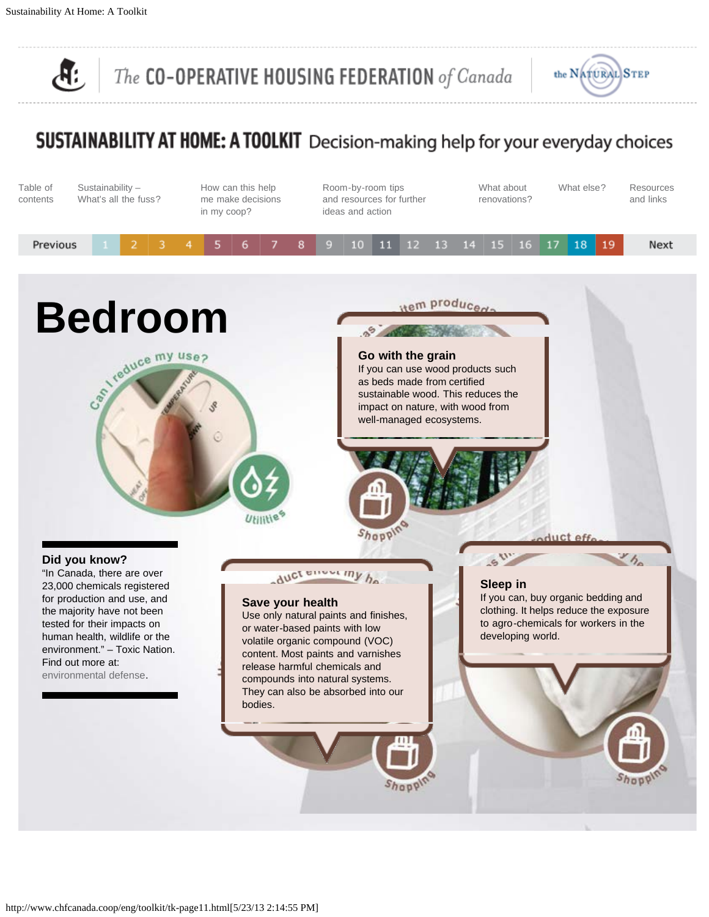# SUSTAINABILITY AT HOME: A TOOLKIT Decision-making help for your everyday choices

Table of contents | Sustainability – What's all the fuss? | How can this help me make decisions in my coop? | Room-by-room tips and resources for further ideas and action | What about renovations? | What else? | Resources and links

Previous 1 2 3 4 5 6 7 8 9 10 11 12 13 14 15 16 17 18 19 Next

# Bedroom

Can I reduce my use?

Utilities

### Go with the grain

If you can use wood products such as beds made from certified sustainable wood. This reduces the impact on nature, with wood from well-managed ecosystems.

Shopping

### Did you know?

"In Canada, there are over 23,000 chemicals registered for production and use, and the majority have not been tested for their impacts on human health, wildlife or the environment." – Toxic Nation. Find out more at: environmental defense.

### Save your health

Use only natural paints and finishes, or water-based paints with low volatile organic compound (VOC) content. Most paints and varnishes release harmful chemicals and compounds into natural systems. They can also be absorbed into our bodies.

Shopping

### Sleep in

If you can, buy organic bedding and clothing. It helps reduce the exposure to agro-chemicals for workers in the developing world.

Shopping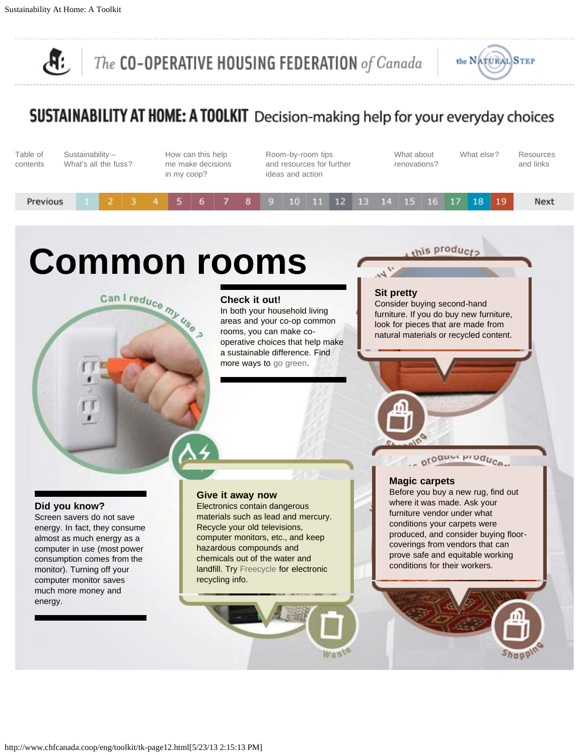SUSTAINABILITY AT HOME: A TOOLKIT Decision-making help for your everyday choices

Table of contents | Sustainability – What's all the fuss? | How can this help me make decisions in my coop? | Room-by-room tips and resources for further ideas and action | What about renovations? | What else? | Resources and links

Previous 1 2 3 4 5 6 7 8 9 10 11 12 13 14 15 16 17 18 19 Next

# Common rooms

Can I reduce my use?

### Check it out!

In both your household living areas and your co-op common rooms, you can make co-operative choices that help make a sustainable difference. Find more ways to go green.

### Sit pretty

Consider buying second-hand furniture. If you do buy new furniture, look for pieces that are made from natural materials or recycled content.

### Did you know?

Screen savers do not save energy. In fact, they consume almost as much energy as a computer in use (most power consumption comes from the monitor). Turning off your computer monitor saves much more money and energy.

### Give it away now

Electronics contain dangerous materials such as lead and mercury. Recycle your old televisions, computer monitors, etc., and keep hazardous compounds and chemicals out of the water and landfill. Try Freecycle for electronic recycling info.

### Magic carpets

Before you buy a new rug, find out where it was made. Ask your furniture vendor under what conditions your carpets were produced, and consider buying floor-coverings from vendors that can prove safe and equitable working conditions for their workers.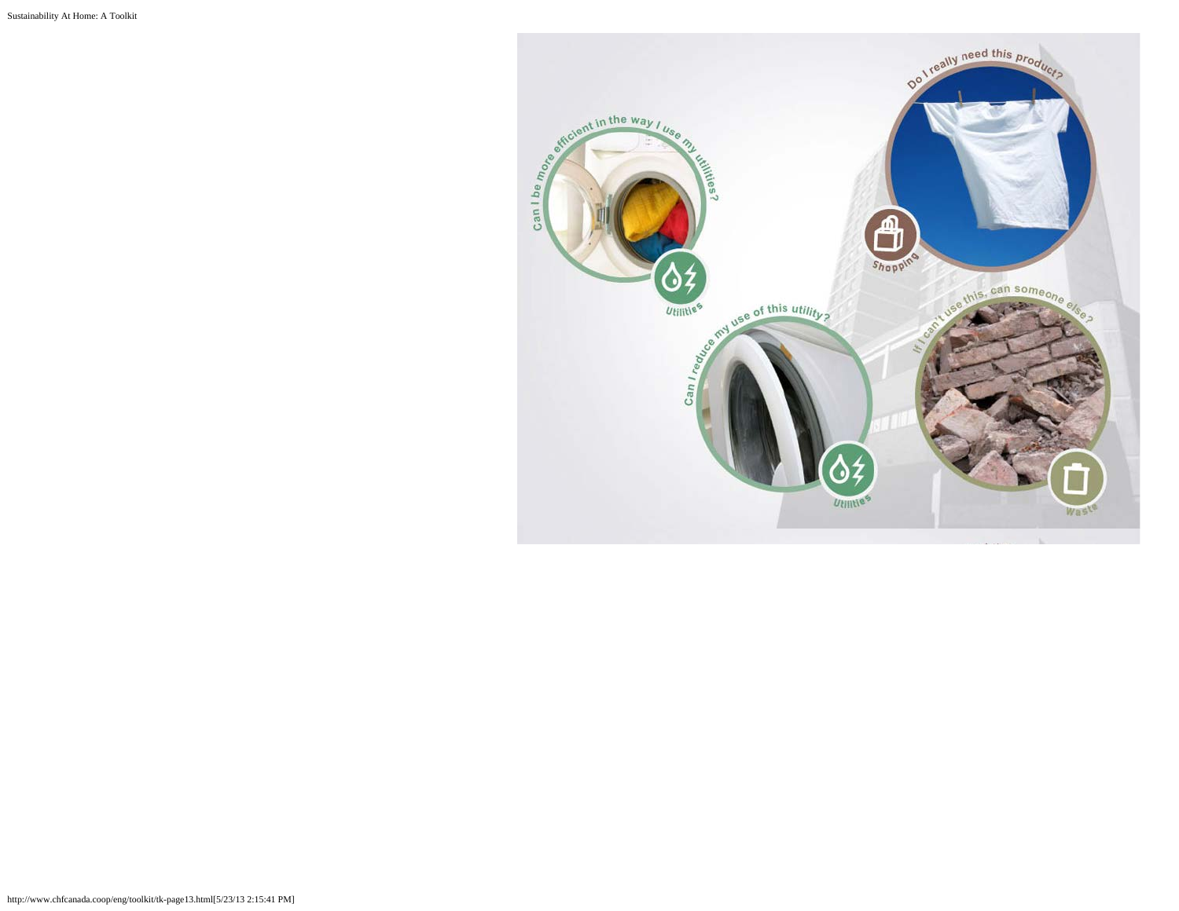Can I be more efficient in the way I use my utilities?

Utilities

Do I really need this product?

Shopping

Can I reduce my use of this utility?

Utilities

If I can't use this, can someone else?

Waste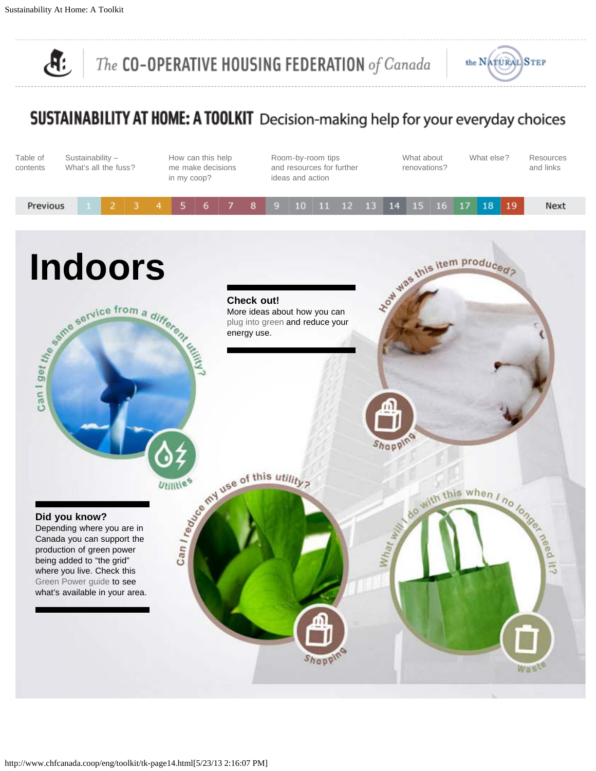# SUSTAINABILITY AT HOME: A TOOLKIT Decision-making help for your everyday choices

Table of contents | Sustainability – What's all the fuss? | How can this help me make decisions in my coop? | Room-by-room tips and resources for further ideas and action | What about renovations? | What else? | Resources and links

Previous 1 2 3 4 5 6 7 8 9 10 11 12 13 14 15 16 17 18 19 Next

# Indoors

Can I get the same service from a different utility?

Utilities

**Check out!**
More ideas about how you can plug into green and reduce your energy use.

How was this item produced?

Shopping

**Did you know?**
Depending where you are in Canada you can support the production of green power being added to "the grid" where you live. Check this Green Power guide to see what's available in your area.

Can I reduce my use of this utility?

Shopping

What will I do with this when I no longer need it?

Waste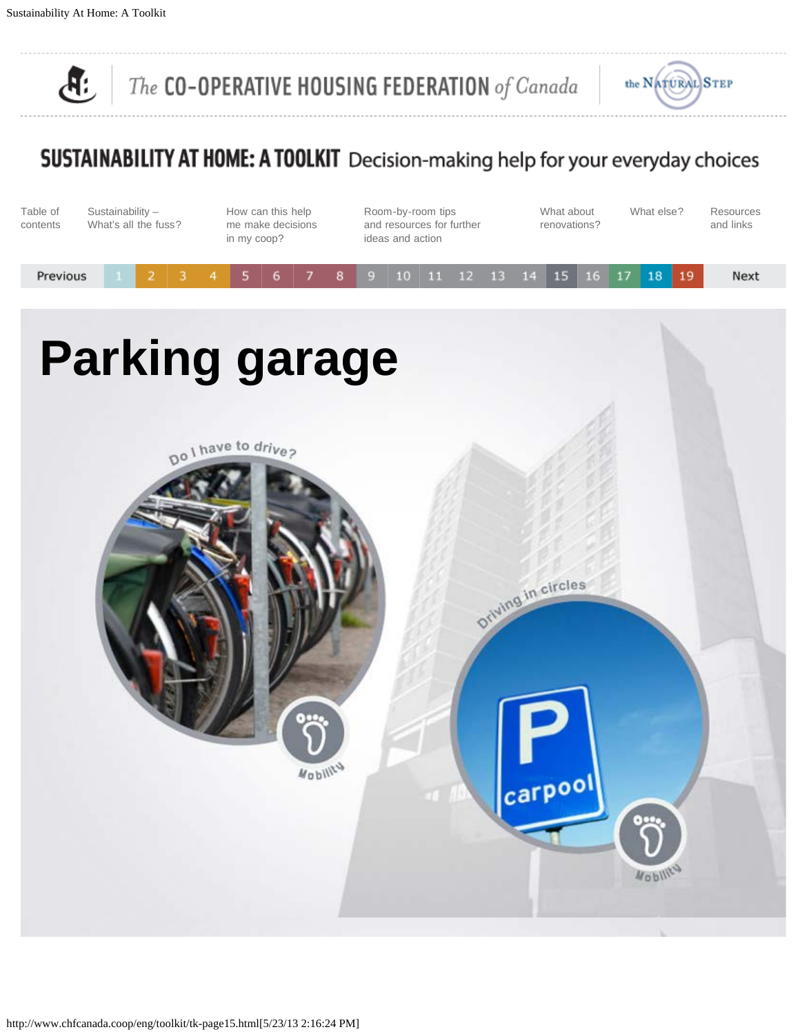The CO-OPERATIVE HOUSING FEDERATION of Canada | the NATURAL STEP

# SUSTAINABILITY AT HOME: A TOOLKIT Decision-making help for your everyday choices

Table of contents | Sustainability – What's all the fuss? | How can this help me make decisions in my coop? | Room-by-room tips and resources for further ideas and action | What about renovations? | What else? | Resources and links

Previous 1 2 3 4 5 6 7 8 9 10 11 12 13 14 15 16 17 18 19 Next

# Parking garage

Do I have to drive?

Mobility

Driving in circles

P carpool

Mobility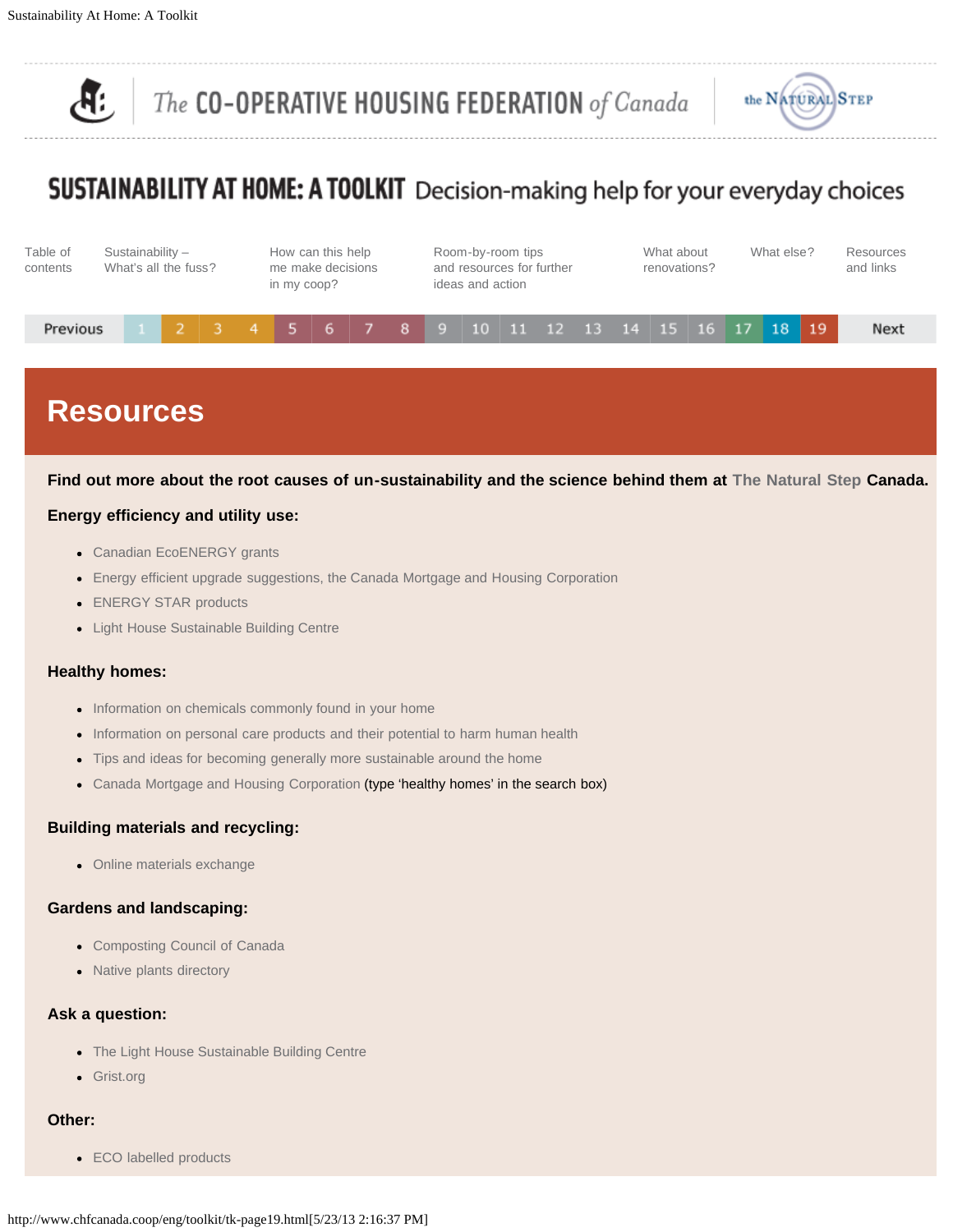# SUSTAINABILITY AT HOME: A TOOLKIT Decision-making help for your everyday choices

Table of contents | Sustainability – What's all the fuss? | How can this help me make decisions in my coop? | Room-by-room tips and resources for further ideas and action | What about renovations? | What else? | Resources and links

Previous 1 2 3 4 5 6 7 8 9 10 11 12 13 14 15 16 17 18 19 Next

## Resources

**Find out more about the root causes of un-sustainability and the science behind them at The Natural Step Canada.**

**Energy efficiency and utility use:**

- Canadian EcoENERGY grants
- Energy efficient upgrade suggestions, the Canada Mortgage and Housing Corporation
- ENERGY STAR products
- Light House Sustainable Building Centre

**Healthy homes:**

- Information on chemicals commonly found in your home
- Information on personal care products and their potential to harm human health
- Tips and ideas for becoming generally more sustainable around the home
- Canada Mortgage and Housing Corporation (type 'healthy homes' in the search box)

**Building materials and recycling:**

- Online materials exchange

**Gardens and landscaping:**

- Composting Council of Canada
- Native plants directory

**Ask a question:**

- The Light House Sustainable Building Centre
- Grist.org

**Other:**

- ECO labelled products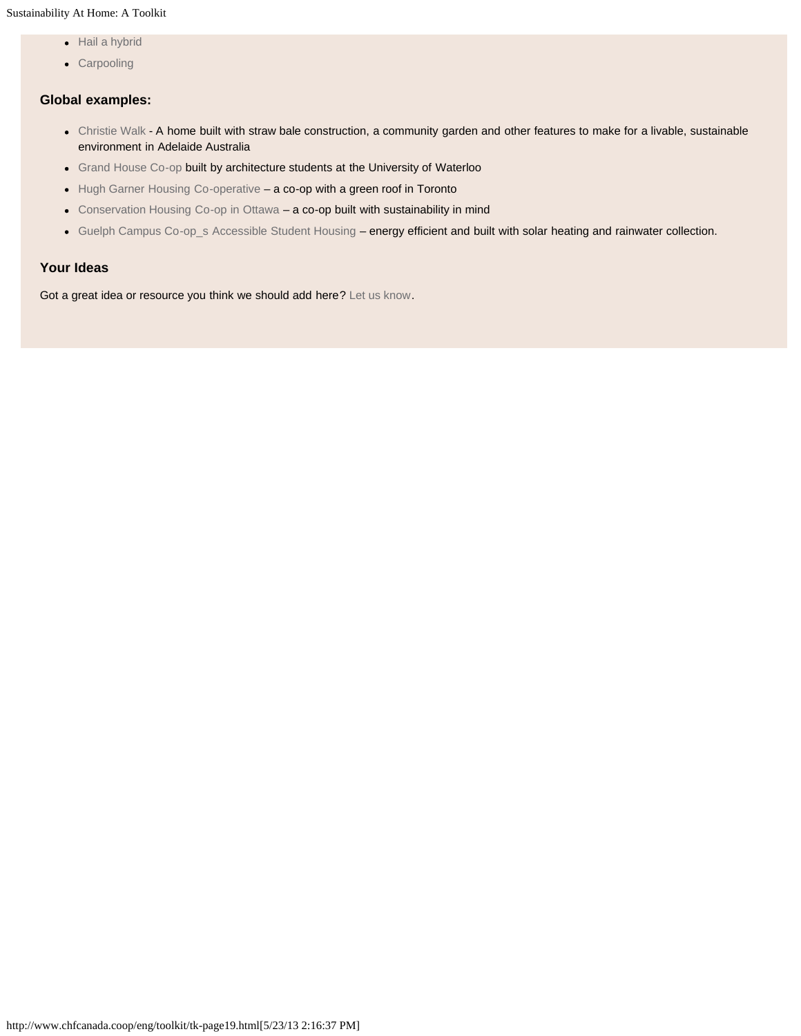- Hail a hybrid
- Carpooling

### Global examples:

- Christie Walk - A home built with straw bale construction, a community garden and other features to make for a livable, sustainable environment in Adelaide Australia
- Grand House Co-op built by architecture students at the University of Waterloo
- Hugh Garner Housing Co-operative – a co-op with a green roof in Toronto
- Conservation Housing Co-op in Ottawa – a co-op built with sustainability in mind
- Guelph Campus Co-op_s Accessible Student Housing – energy efficient and built with solar heating and rainwater collection.

### Your Ideas

Got a great idea or resource you think we should add here? Let us know.